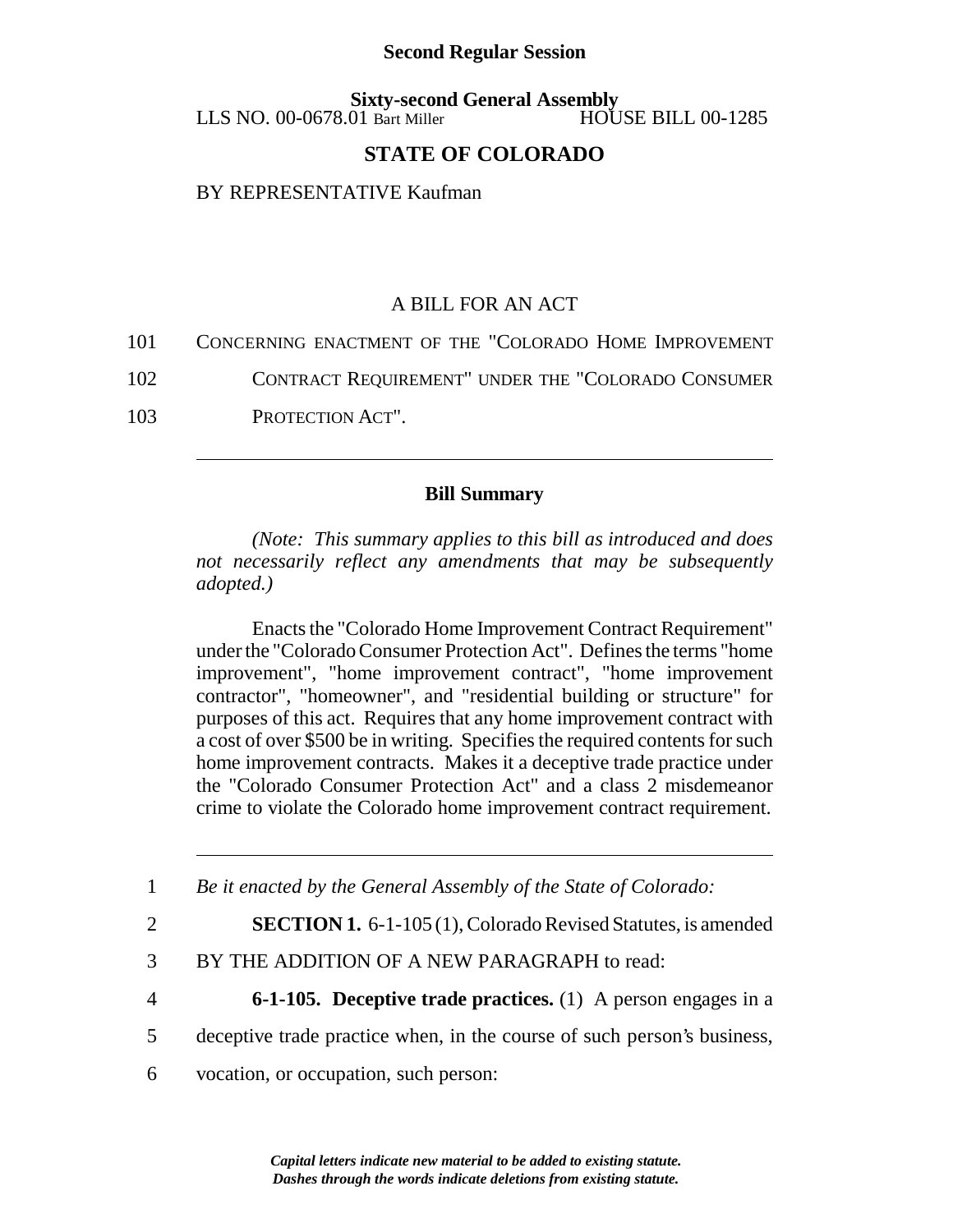**Second Regular Session**

**Sixty-second General Assembly**

LLS NO. 00-0678.01 Bart Miller HOUSE BILL 00-1285

## STATE OF COLORADO

BY REPRESENTATIVE Kaufman

A BILL FOR AN ACT

101 CONCERNING ENACTMENT OF THE "COLORADO HOME IMPROVEMENT

102 CONTRACT REQUIREMENT" UNDER THE "COLORADO CONSUMER

103 PROTECTION ACT".

---

### Bill Summary

*(Note: This summary applies to this bill as introduced and does not necessarily reflect any amendments that may be subsequently adopted.)*

Enacts the "Colorado Home Improvement Contract Requirement" under the "Colorado Consumer Protection Act". Defines the terms "home improvement", "home improvement contract", "home improvement contractor", "homeowner", and "residential building or structure" for purposes of this act. Requires that any home improvement contract with a cost of over $500 be in writing. Specifies the required contents for such home improvement contracts. Makes it a deceptive trade practice under the "Colorado Consumer Protection Act" and a class 2 misdemeanor crime to violate the Colorado home improvement contract requirement.

---

1 *Be it enacted by the General Assembly of the State of Colorado:*

2 **SECTION 1.** 6-1-105 (1), Colorado Revised Statutes, is amended

3 BY THE ADDITION OF A NEW PARAGRAPH to read:

4 **6-1-105. Deceptive trade practices.** (1) A person engages in a

5 deceptive trade practice when, in the course of such person's business,

6 vocation, or occupation, such person:

*Capital letters indicate new material to be added to existing statute.*
*Dashes through the words indicate deletions from existing statute.*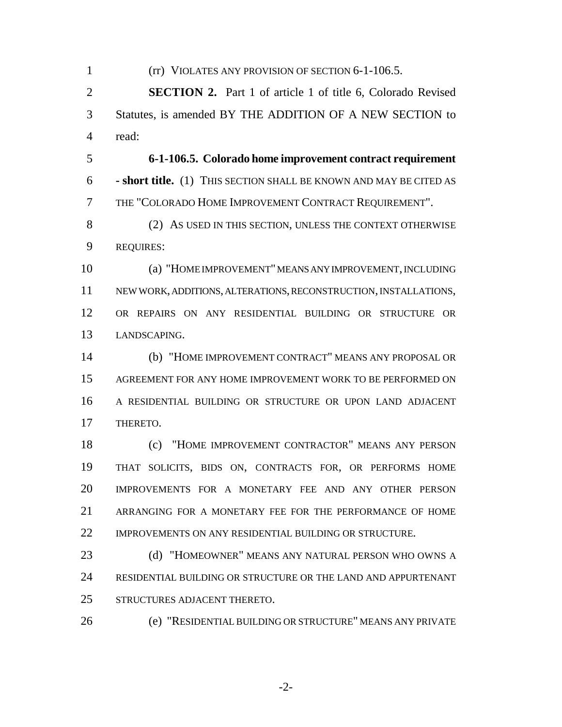(rr) VIOLATES ANY PROVISION OF SECTION 6-1-106.5.

**SECTION 2.** Part 1 of article 1 of title 6, Colorado Revised Statutes, is amended BY THE ADDITION OF A NEW SECTION to read:

**6-1-106.5. Colorado home improvement contract requirement - short title.** (1) THIS SECTION SHALL BE KNOWN AND MAY BE CITED AS THE "COLORADO HOME IMPROVEMENT CONTRACT REQUIREMENT".

(2) AS USED IN THIS SECTION, UNLESS THE CONTEXT OTHERWISE REQUIRES:

(a) "HOME IMPROVEMENT" MEANS ANY IMPROVEMENT, INCLUDING NEW WORK, ADDITIONS, ALTERATIONS, RECONSTRUCTION, INSTALLATIONS, OR REPAIRS ON ANY RESIDENTIAL BUILDING OR STRUCTURE OR LANDSCAPING.

(b) "HOME IMPROVEMENT CONTRACT" MEANS ANY PROPOSAL OR AGREEMENT FOR ANY HOME IMPROVEMENT WORK TO BE PERFORMED ON A RESIDENTIAL BUILDING OR STRUCTURE OR UPON LAND ADJACENT THERETO.

(c) "HOME IMPROVEMENT CONTRACTOR" MEANS ANY PERSON THAT SOLICITS, BIDS ON, CONTRACTS FOR, OR PERFORMS HOME IMPROVEMENTS FOR A MONETARY FEE AND ANY OTHER PERSON ARRANGING FOR A MONETARY FEE FOR THE PERFORMANCE OF HOME IMPROVEMENTS ON ANY RESIDENTIAL BUILDING OR STRUCTURE.

(d) "HOMEOWNER" MEANS ANY NATURAL PERSON WHO OWNS A RESIDENTIAL BUILDING OR STRUCTURE OR THE LAND AND APPURTENANT STRUCTURES ADJACENT THERETO.

(e) "RESIDENTIAL BUILDING OR STRUCTURE" MEANS ANY PRIVATE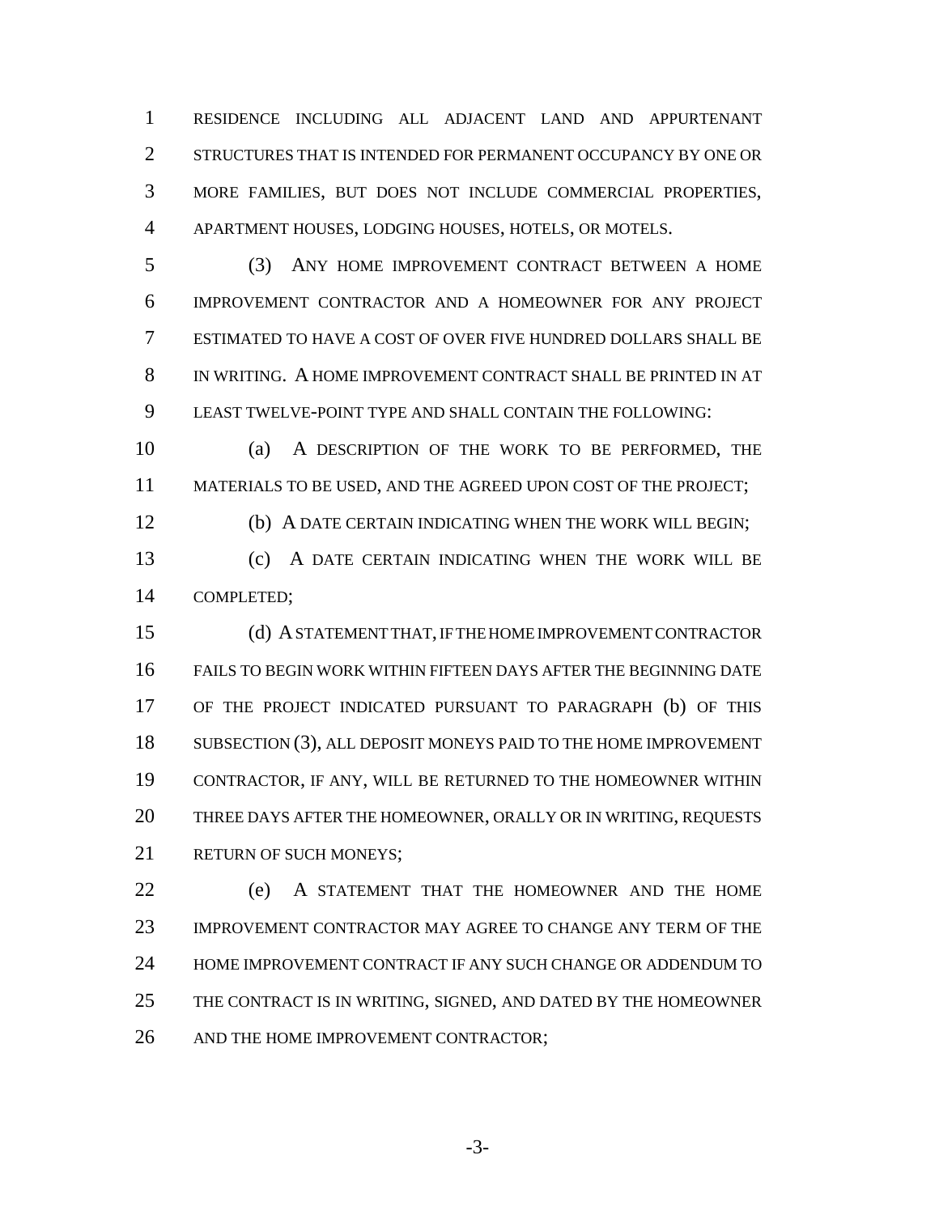RESIDENCE INCLUDING ALL ADJACENT LAND AND APPURTENANT STRUCTURES THAT IS INTENDED FOR PERMANENT OCCUPANCY BY ONE OR MORE FAMILIES, BUT DOES NOT INCLUDE COMMERCIAL PROPERTIES, APARTMENT HOUSES, LODGING HOUSES, HOTELS, OR MOTELS.

(3) ANY HOME IMPROVEMENT CONTRACT BETWEEN A HOME IMPROVEMENT CONTRACTOR AND A HOMEOWNER FOR ANY PROJECT ESTIMATED TO HAVE A COST OF OVER FIVE HUNDRED DOLLARS SHALL BE IN WRITING. A HOME IMPROVEMENT CONTRACT SHALL BE PRINTED IN AT LEAST TWELVE-POINT TYPE AND SHALL CONTAIN THE FOLLOWING:

(a) A DESCRIPTION OF THE WORK TO BE PERFORMED, THE MATERIALS TO BE USED, AND THE AGREED UPON COST OF THE PROJECT;

(b) A DATE CERTAIN INDICATING WHEN THE WORK WILL BEGIN;

(c) A DATE CERTAIN INDICATING WHEN THE WORK WILL BE COMPLETED;

(d) A STATEMENT THAT, IF THE HOME IMPROVEMENT CONTRACTOR FAILS TO BEGIN WORK WITHIN FIFTEEN DAYS AFTER THE BEGINNING DATE OF THE PROJECT INDICATED PURSUANT TO PARAGRAPH (b) OF THIS SUBSECTION (3), ALL DEPOSIT MONEYS PAID TO THE HOME IMPROVEMENT CONTRACTOR, IF ANY, WILL BE RETURNED TO THE HOMEOWNER WITHIN THREE DAYS AFTER THE HOMEOWNER, ORALLY OR IN WRITING, REQUESTS RETURN OF SUCH MONEYS;

(e) A STATEMENT THAT THE HOMEOWNER AND THE HOME IMPROVEMENT CONTRACTOR MAY AGREE TO CHANGE ANY TERM OF THE HOME IMPROVEMENT CONTRACT IF ANY SUCH CHANGE OR ADDENDUM TO THE CONTRACT IS IN WRITING, SIGNED, AND DATED BY THE HOMEOWNER AND THE HOME IMPROVEMENT CONTRACTOR;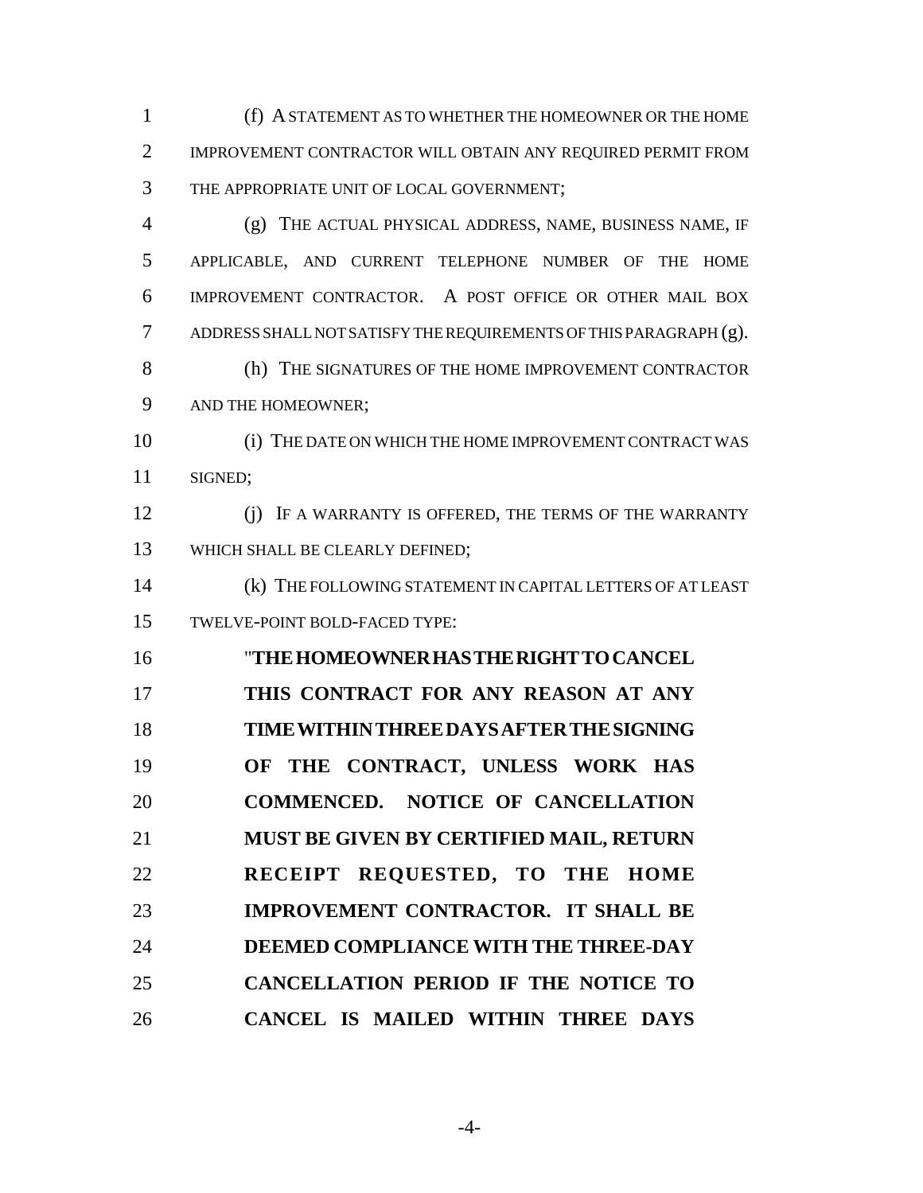(f) A STATEMENT AS TO WHETHER THE HOMEOWNER OR THE HOME IMPROVEMENT CONTRACTOR WILL OBTAIN ANY REQUIRED PERMIT FROM THE APPROPRIATE UNIT OF LOCAL GOVERNMENT;

(g) THE ACTUAL PHYSICAL ADDRESS, NAME, BUSINESS NAME, IF APPLICABLE, AND CURRENT TELEPHONE NUMBER OF THE HOME IMPROVEMENT CONTRACTOR. A POST OFFICE OR OTHER MAIL BOX ADDRESS SHALL NOT SATISFY THE REQUIREMENTS OF THIS PARAGRAPH (g).

(h) THE SIGNATURES OF THE HOME IMPROVEMENT CONTRACTOR AND THE HOMEOWNER;

(i) THE DATE ON WHICH THE HOME IMPROVEMENT CONTRACT WAS SIGNED;

(j) IF A WARRANTY IS OFFERED, THE TERMS OF THE WARRANTY WHICH SHALL BE CLEARLY DEFINED;

(k) THE FOLLOWING STATEMENT IN CAPITAL LETTERS OF AT LEAST TWELVE-POINT BOLD-FACED TYPE:

"**THE HOMEOWNER HAS THE RIGHT TO CANCEL THIS CONTRACT FOR ANY REASON AT ANY TIME WITHIN THREE DAYS AFTER THE SIGNING OF THE CONTRACT, UNLESS WORK HAS COMMENCED. NOTICE OF CANCELLATION MUST BE GIVEN BY CERTIFIED MAIL, RETURN RECEIPT REQUESTED, TO THE HOME IMPROVEMENT CONTRACTOR. IT SHALL BE DEEMED COMPLIANCE WITH THE THREE-DAY CANCELLATION PERIOD IF THE NOTICE TO CANCEL IS MAILED WITHIN THREE DAYS**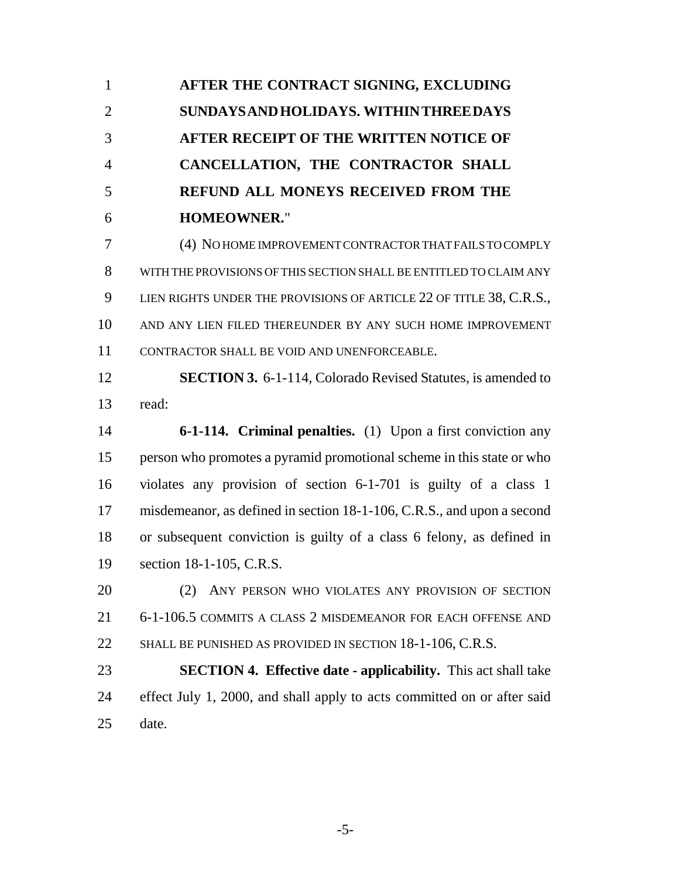**AFTER THE CONTRACT SIGNING, EXCLUDING SUNDAYS AND HOLIDAYS. WITHIN THREE DAYS AFTER RECEIPT OF THE WRITTEN NOTICE OF CANCELLATION, THE CONTRACTOR SHALL REFUND ALL MONEYS RECEIVED FROM THE HOMEOWNER.**"

(4) NO HOME IMPROVEMENT CONTRACTOR THAT FAILS TO COMPLY WITH THE PROVISIONS OF THIS SECTION SHALL BE ENTITLED TO CLAIM ANY LIEN RIGHTS UNDER THE PROVISIONS OF ARTICLE 22 OF TITLE 38, C.R.S., AND ANY LIEN FILED THEREUNDER BY ANY SUCH HOME IMPROVEMENT CONTRACTOR SHALL BE VOID AND UNENFORCEABLE.

**SECTION 3.** 6-1-114, Colorado Revised Statutes, is amended to read:

**6-1-114. Criminal penalties.** (1) Upon a first conviction any person who promotes a pyramid promotional scheme in this state or who violates any provision of section 6-1-701 is guilty of a class 1 misdemeanor, as defined in section 18-1-106, C.R.S., and upon a second or subsequent conviction is guilty of a class 6 felony, as defined in section 18-1-105, C.R.S.

(2) ANY PERSON WHO VIOLATES ANY PROVISION OF SECTION 6-1-106.5 COMMITS A CLASS 2 MISDEMEANOR FOR EACH OFFENSE AND SHALL BE PUNISHED AS PROVIDED IN SECTION 18-1-106, C.R.S.

**SECTION 4. Effective date - applicability.** This act shall take effect July 1, 2000, and shall apply to acts committed on or after said date.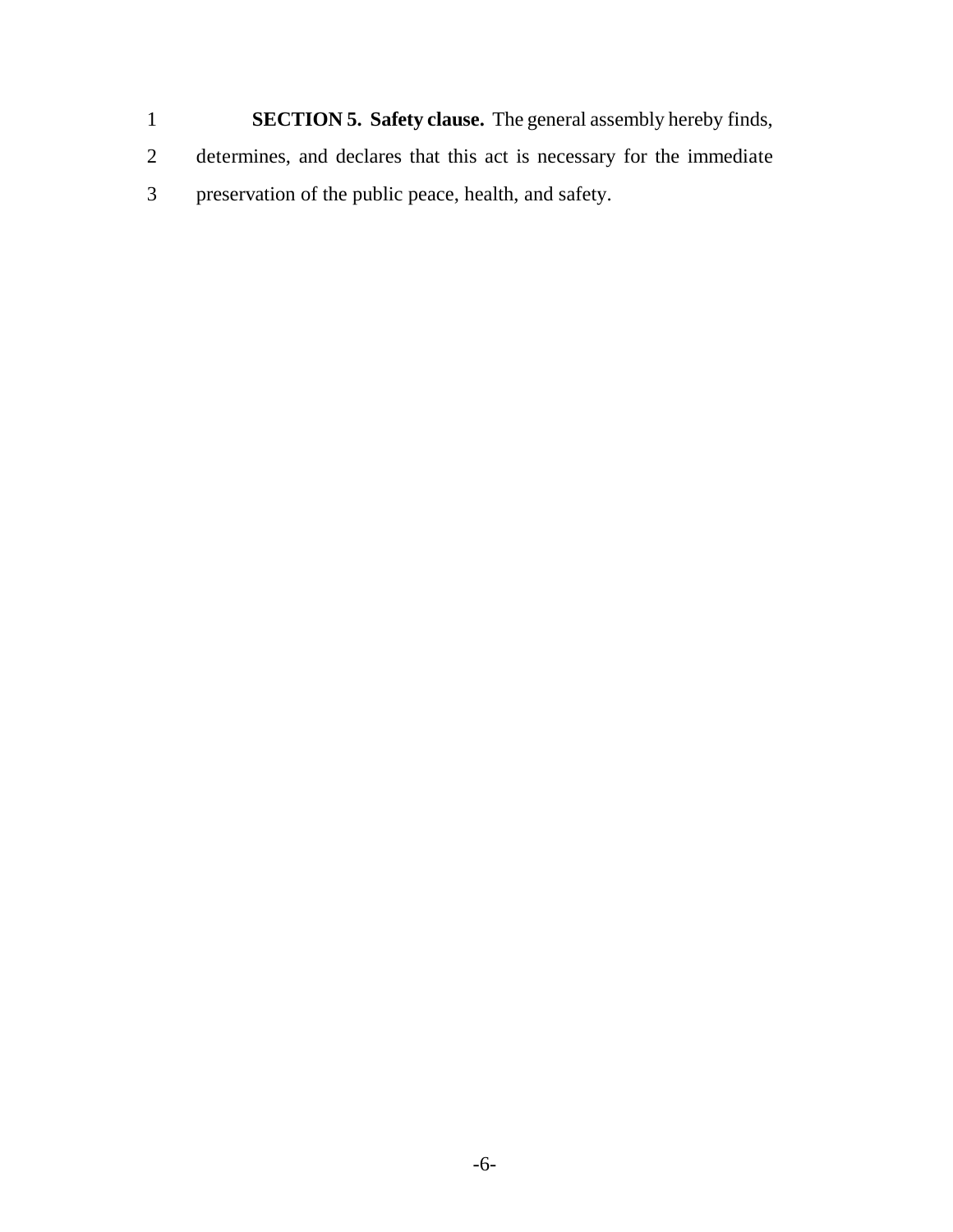**SECTION 5. Safety clause.** The general assembly hereby finds, determines, and declares that this act is necessary for the immediate preservation of the public peace, health, and safety.